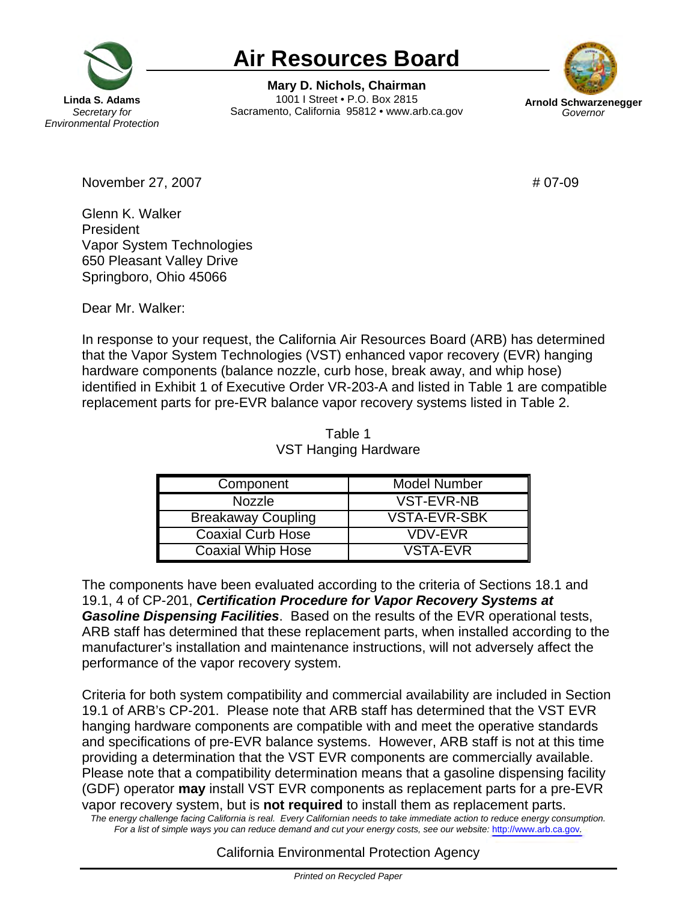Linda S. Adams
*Secretary for Environmental Protection*

# Air Resources Board

**Mary D. Nichols, Chairman**
1001 I Street • P.O. Box 2815
Sacramento, California 95812 • www.arb.ca.gov

**Arnold Schwarzenegger**
*Governor*

November 27, 2007 # 07-09

Glenn K. Walker
President
Vapor System Technologies
650 Pleasant Valley Drive
Springboro, Ohio 45066

Dear Mr. Walker:

In response to your request, the California Air Resources Board (ARB) has determined that the Vapor System Technologies (VST) enhanced vapor recovery (EVR) hanging hardware components (balance nozzle, curb hose, break away, and whip hose) identified in Exhibit 1 of Executive Order VR-203-A and listed in Table 1 are compatible replacement parts for pre-EVR balance vapor recovery systems listed in Table 2.

Table 1
VST Hanging Hardware

| Component | Model Number |
| --- | --- |
| Nozzle | VST-EVR-NB |
| Breakaway Coupling | VSTA-EVR-SBK |
| Coaxial Curb Hose | VDV-EVR |
| Coaxial Whip Hose | VSTA-EVR |

The components have been evaluated according to the criteria of Sections 18.1 and 19.1, 4 of CP-201, ***Certification Procedure for Vapor Recovery Systems at Gasoline Dispensing Facilities***. Based on the results of the EVR operational tests, ARB staff has determined that these replacement parts, when installed according to the manufacturer's installation and maintenance instructions, will not adversely affect the performance of the vapor recovery system.

Criteria for both system compatibility and commercial availability are included in Section 19.1 of ARB's CP-201. Please note that ARB staff has determined that the VST EVR hanging hardware components are compatible with and meet the operative standards and specifications of pre-EVR balance systems. However, ARB staff is not at this time providing a determination that the VST EVR components are commercially available. Please note that a compatibility determination means that a gasoline dispensing facility (GDF) operator **may** install VST EVR components as replacement parts for a pre-EVR vapor recovery system, but is **not required** to install them as replacement parts.

*The energy challenge facing California is real. Every Californian needs to take immediate action to reduce energy consumption. For a list of simple ways you can reduce demand and cut your energy costs, see our website: http://www.arb.ca.gov.*

California Environmental Protection Agency

*Printed on Recycled Paper*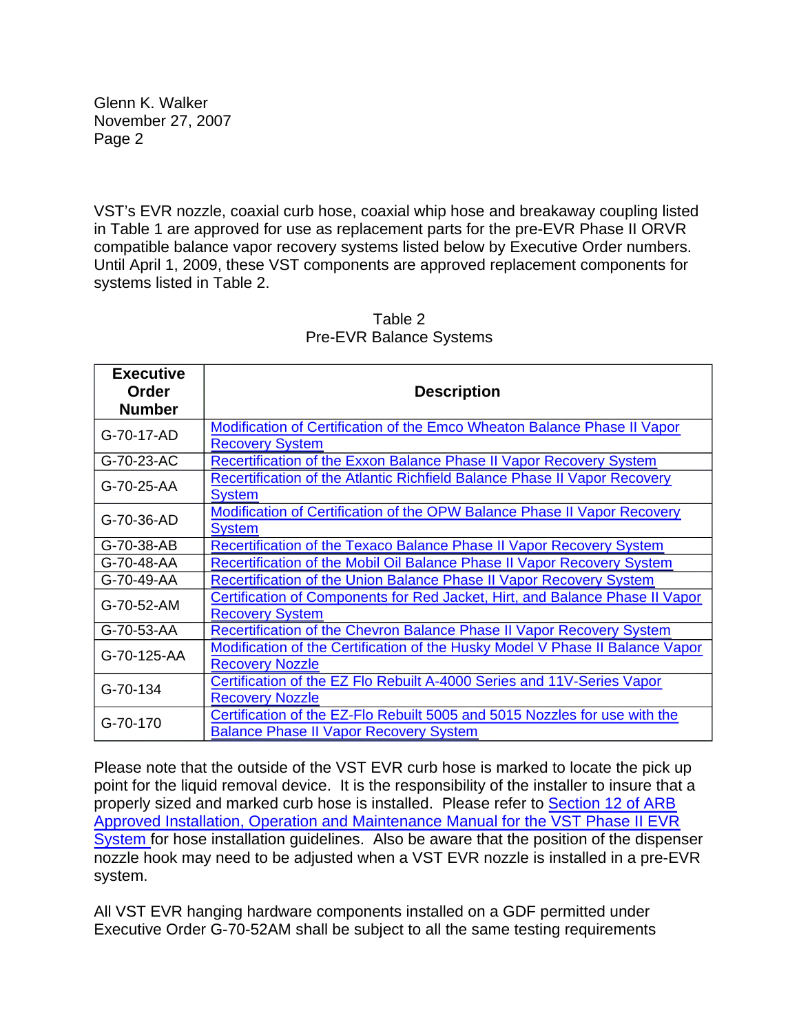VST's EVR nozzle, coaxial curb hose, coaxial whip hose and breakaway coupling listed in Table 1 are approved for use as replacement parts for the pre-EVR Phase II ORVR compatible balance vapor recovery systems listed below by Executive Order numbers. Until April 1, 2009, these VST components are approved replacement components for systems listed in Table 2.

Table 2
Pre-EVR Balance Systems

| Executive Order Number | Description |
| --- | --- |
| G-70-17-AD | Modification of Certification of the Emco Wheaton Balance Phase II Vapor Recovery System |
| G-70-23-AC | Recertification of the Exxon Balance Phase II Vapor Recovery System |
| G-70-25-AA | Recertification of the Atlantic Richfield Balance Phase II Vapor Recovery System |
| G-70-36-AD | Modification of Certification of the OPW Balance Phase II Vapor Recovery System |
| G-70-38-AB | Recertification of the Texaco Balance Phase II Vapor Recovery System |
| G-70-48-AA | Recertification of the Mobil Oil Balance Phase II Vapor Recovery System |
| G-70-49-AA | Recertification of the Union Balance Phase II Vapor Recovery System |
| G-70-52-AM | Certification of Components for Red Jacket, Hirt, and Balance Phase II Vapor Recovery System |
| G-70-53-AA | Recertification of the Chevron Balance Phase II Vapor Recovery System |
| G-70-125-AA | Modification of the Certification of the Husky Model V Phase II Balance Vapor Recovery Nozzle |
| G-70-134 | Certification of the EZ Flo Rebuilt A-4000 Series and 11V-Series Vapor Recovery Nozzle |
| G-70-170 | Certification of the EZ-Flo Rebuilt 5005 and 5015 Nozzles for use with the Balance Phase II Vapor Recovery System |

Please note that the outside of the VST EVR curb hose is marked to locate the pick up point for the liquid removal device. It is the responsibility of the installer to insure that a properly sized and marked curb hose is installed. Please refer to Section 12 of ARB Approved Installation, Operation and Maintenance Manual for the VST Phase II EVR System for hose installation guidelines. Also be aware that the position of the dispenser nozzle hook may need to be adjusted when a VST EVR nozzle is installed in a pre-EVR system.

All VST EVR hanging hardware components installed on a GDF permitted under Executive Order G-70-52AM shall be subject to all the same testing requirements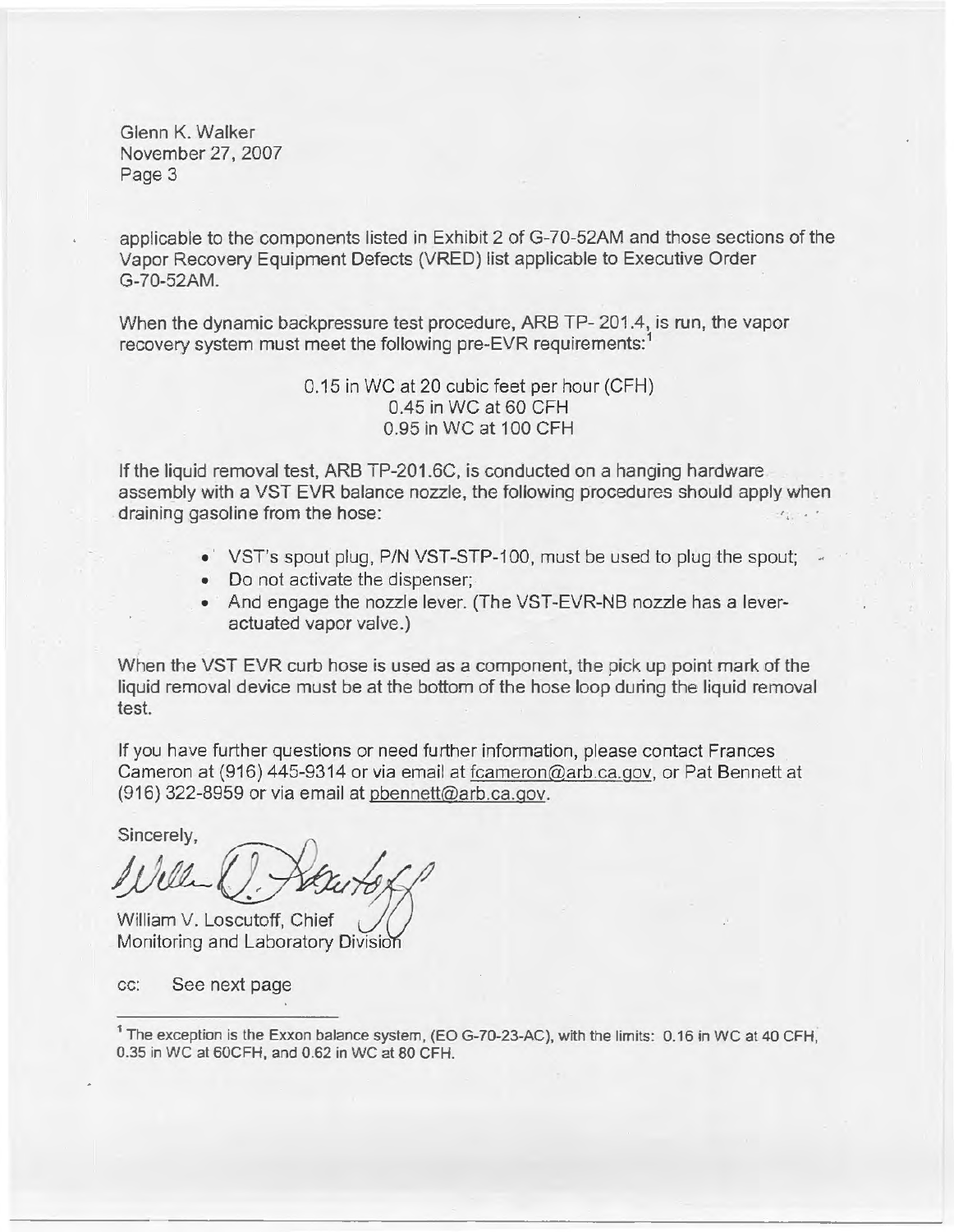applicable to the components listed in Exhibit 2 of G-70-52AM and those sections of the Vapor Recovery Equipment Defects (VRED) list applicable to Executive Order G-70-52AM.

When the dynamic backpressure test procedure, ARB TP- 201.4, is run, the vapor recovery system must meet the following pre-EVR requirements:[1]

0.15 in WC at 20 cubic feet per hour (CFH)
0.45 in WC at 60 CFH
0.95 in WC at 100 CFH

If the liquid removal test, ARB TP-201.6C, is conducted on a hanging hardware assembly with a VST EVR balance nozzle, the following procedures should apply when draining gasoline from the hose:

- VST's spout plug, P/N VST-STP-100, must be used to plug the spout;
- Do not activate the dispenser;
- And engage the nozzle lever. (The VST-EVR-NB nozzle has a lever-actuated vapor valve.)

When the VST EVR curb hose is used as a component, the pick up point mark of the liquid removal device must be at the bottom of the hose loop during the liquid removal test.

If you have further questions or need further information, please contact Frances Cameron at (916) 445-9314 or via email at fcameron@arb.ca.gov, or Pat Bennett at (916) 322-8959 or via email at pbennett@arb.ca.gov.

Sincerely,

William V. Loscutoff, Chief
Monitoring and Laboratory Division

cc: See next page

---

[1] The exception is the Exxon balance system, (EO G-70-23-AC), with the limits: 0.16 in WC at 40 CFH, 0.35 in WC at 60CFH, and 0.62 in WC at 80 CFH.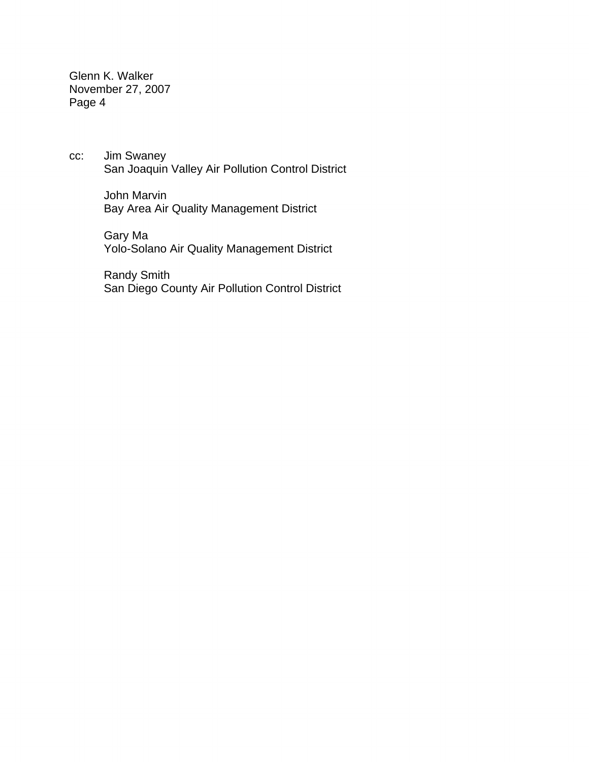cc: Jim Swaney
San Joaquin Valley Air Pollution Control District

John Marvin
Bay Area Air Quality Management District

Gary Ma
Yolo-Solano Air Quality Management District

Randy Smith
San Diego County Air Pollution Control District